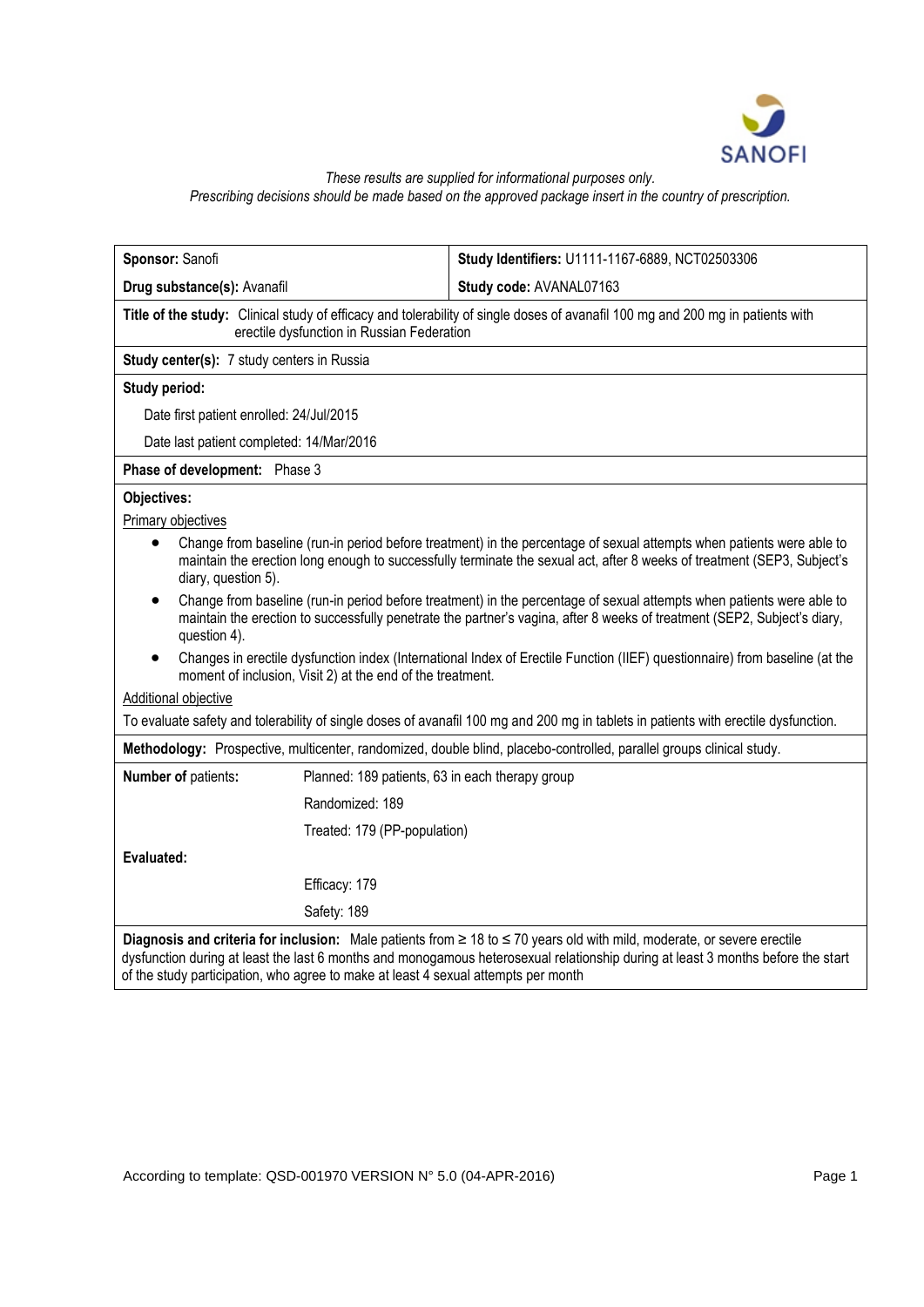*These results are supplied for informational purposes only.*
*Prescribing decisions should be made based on the approved package insert in the country of prescription.*

| **Sponsor:** Sanofi | **Study Identifiers:** U1111-1167-6889, NCT02503306 |
|---|---|
| **Drug substance(s):** Avanafil | **Study code:** AVANAL07163 |

**Title of the study:** Clinical study of efficacy and tolerability of single doses of avanafil 100 mg and 200 mg in patients with erectile dysfunction in Russian Federation

**Study center(s):** 7 study centers in Russia

**Study period:**

Date first patient enrolled: 24/Jul/2015

Date last patient completed: 14/Mar/2016

**Phase of development:** Phase 3

**Objectives:**

Primary objectives

- Change from baseline (run-in period before treatment) in the percentage of sexual attempts when patients were able to maintain the erection long enough to successfully terminate the sexual act, after 8 weeks of treatment (SEP3, Subject's diary, question 5).
- Change from baseline (run-in period before treatment) in the percentage of sexual attempts when patients were able to maintain the erection to successfully penetrate the partner's vagina, after 8 weeks of treatment (SEP2, Subject's diary, question 4).
- Changes in erectile dysfunction index (International Index of Erectile Function (IIEF) questionnaire) from baseline (at the moment of inclusion, Visit 2) at the end of the treatment.

Additional objective

To evaluate safety and tolerability of single doses of avanafil 100 mg and 200 mg in tablets in patients with erectile dysfunction.

**Methodology:** Prospective, multicenter, randomized, double blind, placebo-controlled, parallel groups clinical study.

| **Number of** patients**:** | Planned: 189 patients, 63 in each therapy group |
|---|---|
| | Randomized: 189 |
| | Treated: 179 (PP-population) |
| **Evaluated:** | |
| | Efficacy: 179 |
| | Safety: 189 |

**Diagnosis and criteria for inclusion:** Male patients from ≥ 18 to ≤ 70 years old with mild, moderate, or severe erectile dysfunction during at least the last 6 months and monogamous heterosexual relationship during at least 3 months before the start of the study participation, who agree to make at least 4 sexual attempts per month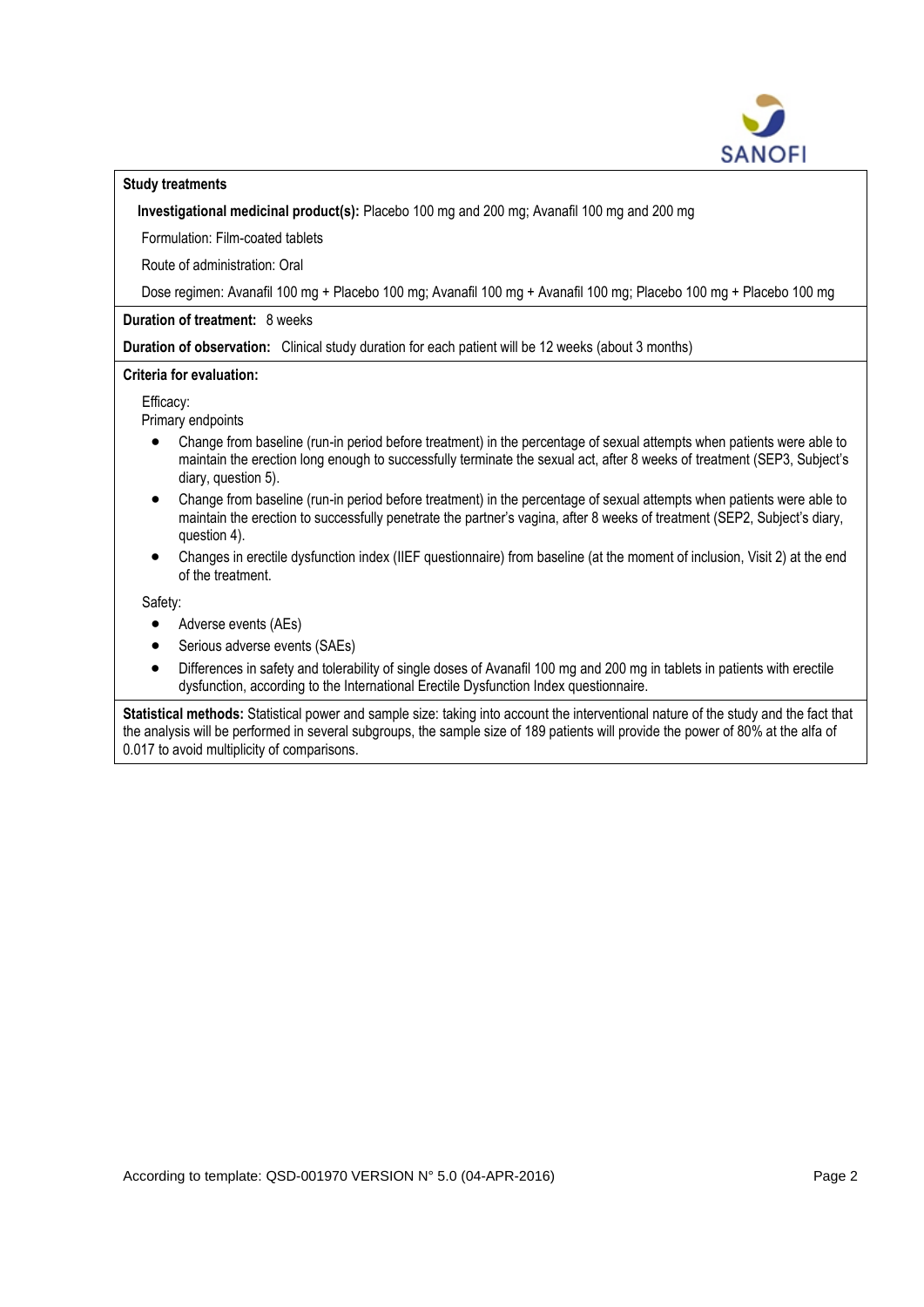**Study treatments**

**Investigational medicinal product(s):** Placebo 100 mg and 200 mg; Avanafil 100 mg and 200 mg

Formulation: Film-coated tablets

Route of administration: Oral

Dose regimen: Avanafil 100 mg + Placebo 100 mg; Avanafil 100 mg + Avanafil 100 mg; Placebo 100 mg + Placebo 100 mg

**Duration of treatment:** 8 weeks

**Duration of observation:** Clinical study duration for each patient will be 12 weeks (about 3 months)

**Criteria for evaluation:**

Efficacy:

Primary endpoints

- Change from baseline (run-in period before treatment) in the percentage of sexual attempts when patients were able to maintain the erection long enough to successfully terminate the sexual act, after 8 weeks of treatment (SEP3, Subject's diary, question 5).
- Change from baseline (run-in period before treatment) in the percentage of sexual attempts when patients were able to maintain the erection to successfully penetrate the partner's vagina, after 8 weeks of treatment (SEP2, Subject's diary, question 4).
- Changes in erectile dysfunction index (IIEF questionnaire) from baseline (at the moment of inclusion, Visit 2) at the end of the treatment.

Safety:

- Adverse events (AEs)
- Serious adverse events (SAEs)
- Differences in safety and tolerability of single doses of Avanafil 100 mg and 200 mg in tablets in patients with erectile dysfunction, according to the International Erectile Dysfunction Index questionnaire.

**Statistical methods:** Statistical power and sample size: taking into account the interventional nature of the study and the fact that the analysis will be performed in several subgroups, the sample size of 189 patients will provide the power of 80% at the alfa of 0.017 to avoid multiplicity of comparisons.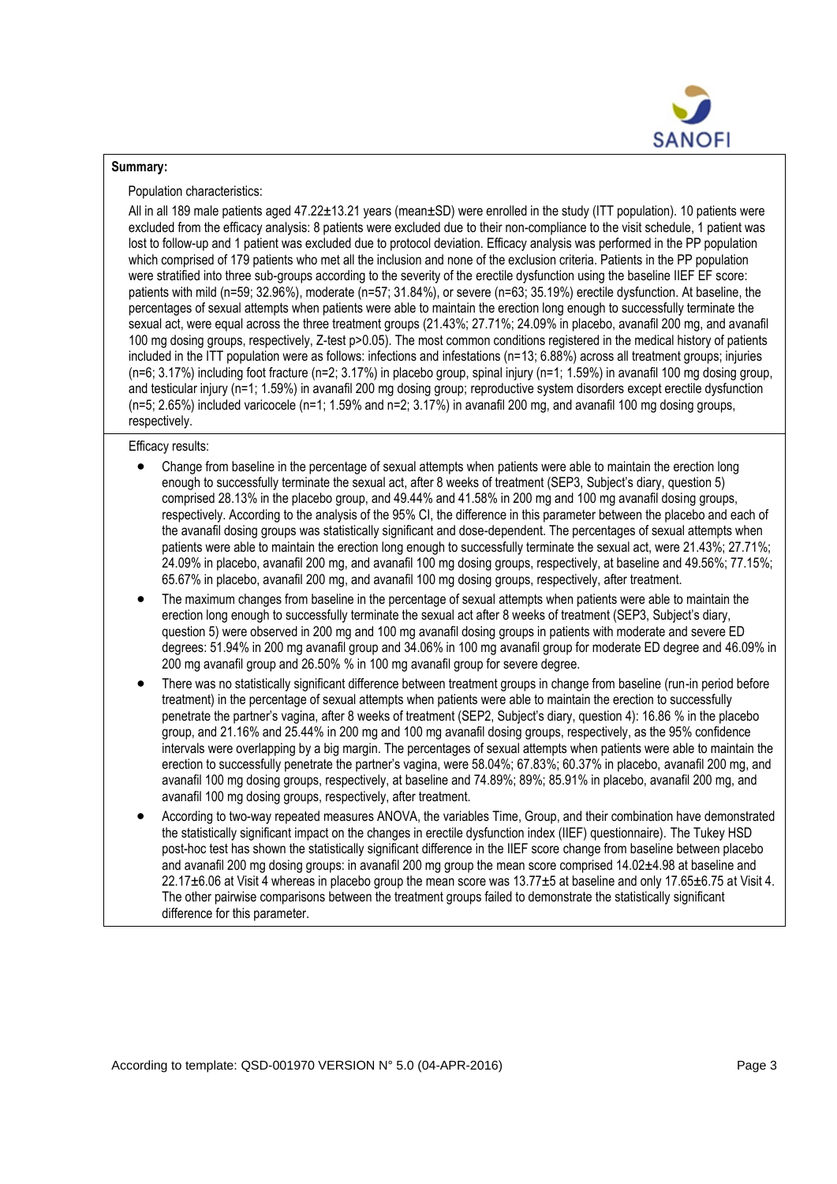**Summary:**

Population characteristics:

All in all 189 male patients aged 47.22±13.21 years (mean±SD) were enrolled in the study (ITT population). 10 patients were excluded from the efficacy analysis: 8 patients were excluded due to their non-compliance to the visit schedule, 1 patient was lost to follow-up and 1 patient was excluded due to protocol deviation. Efficacy analysis was performed in the PP population which comprised of 179 patients who met all the inclusion and none of the exclusion criteria. Patients in the PP population were stratified into three sub-groups according to the severity of the erectile dysfunction using the baseline IIEF EF score: patients with mild (n=59; 32.96%), moderate (n=57; 31.84%), or severe (n=63; 35.19%) erectile dysfunction. At baseline, the percentages of sexual attempts when patients were able to maintain the erection long enough to successfully terminate the sexual act, were equal across the three treatment groups (21.43%; 27.71%; 24.09% in placebo, avanafil 200 mg, and avanafil 100 mg dosing groups, respectively, Z-test p>0.05). The most common conditions registered in the medical history of patients included in the ITT population were as follows: infections and infestations (n=13; 6.88%) across all treatment groups; injuries (n=6; 3.17%) including foot fracture (n=2; 3.17%) in placebo group, spinal injury (n=1; 1.59%) in avanafil 100 mg dosing group, and testicular injury (n=1; 1.59%) in avanafil 200 mg dosing group; reproductive system disorders except erectile dysfunction (n=5; 2.65%) included varicocele (n=1; 1.59% and n=2; 3.17%) in avanafil 200 mg, and avanafil 100 mg dosing groups, respectively.

Efficacy results:

- Change from baseline in the percentage of sexual attempts when patients were able to maintain the erection long enough to successfully terminate the sexual act, after 8 weeks of treatment (SEP3, Subject's diary, question 5) comprised 28.13% in the placebo group, and 49.44% and 41.58% in 200 mg and 100 mg avanafil dosing groups, respectively. According to the analysis of the 95% CI, the difference in this parameter between the placebo and each of the avanafil dosing groups was statistically significant and dose-dependent. The percentages of sexual attempts when patients were able to maintain the erection long enough to successfully terminate the sexual act, were 21.43%; 27.71%; 24.09% in placebo, avanafil 200 mg, and avanafil 100 mg dosing groups, respectively, at baseline and 49.56%; 77.15%; 65.67% in placebo, avanafil 200 mg, and avanafil 100 mg dosing groups, respectively, after treatment.
- The maximum changes from baseline in the percentage of sexual attempts when patients were able to maintain the erection long enough to successfully terminate the sexual act after 8 weeks of treatment (SEP3, Subject's diary, question 5) were observed in 200 mg and 100 mg avanafil dosing groups in patients with moderate and severe ED degrees: 51.94% in 200 mg avanafil group and 34.06% in 100 mg avanafil group for moderate ED degree and 46.09% in 200 mg avanafil group and 26.50% % in 100 mg avanafil group for severe degree.
- There was no statistically significant difference between treatment groups in change from baseline (run-in period before treatment) in the percentage of sexual attempts when patients were able to maintain the erection to successfully penetrate the partner's vagina, after 8 weeks of treatment (SEP2, Subject's diary, question 4): 16.86 % in the placebo group, and 21.16% and 25.44% in 200 mg and 100 mg avanafil dosing groups, respectively, as the 95% confidence intervals were overlapping by a big margin. The percentages of sexual attempts when patients were able to maintain the erection to successfully penetrate the partner's vagina, were 58.04%; 67.83%; 60.37% in placebo, avanafil 200 mg, and avanafil 100 mg dosing groups, respectively, at baseline and 74.89%; 89%; 85.91% in placebo, avanafil 200 mg, and avanafil 100 mg dosing groups, respectively, after treatment.
- According to two-way repeated measures ANOVA, the variables Time, Group, and their combination have demonstrated the statistically significant impact on the changes in erectile dysfunction index (IIEF) questionnaire). The Tukey HSD post-hoc test has shown the statistically significant difference in the IIEF score change from baseline between placebo and avanafil 200 mg dosing groups: in avanafil 200 mg group the mean score comprised 14.02±4.98 at baseline and 22.17±6.06 at Visit 4 whereas in placebo group the mean score was 13.77±5 at baseline and only 17.65±6.75 at Visit 4. The other pairwise comparisons between the treatment groups failed to demonstrate the statistically significant difference for this parameter.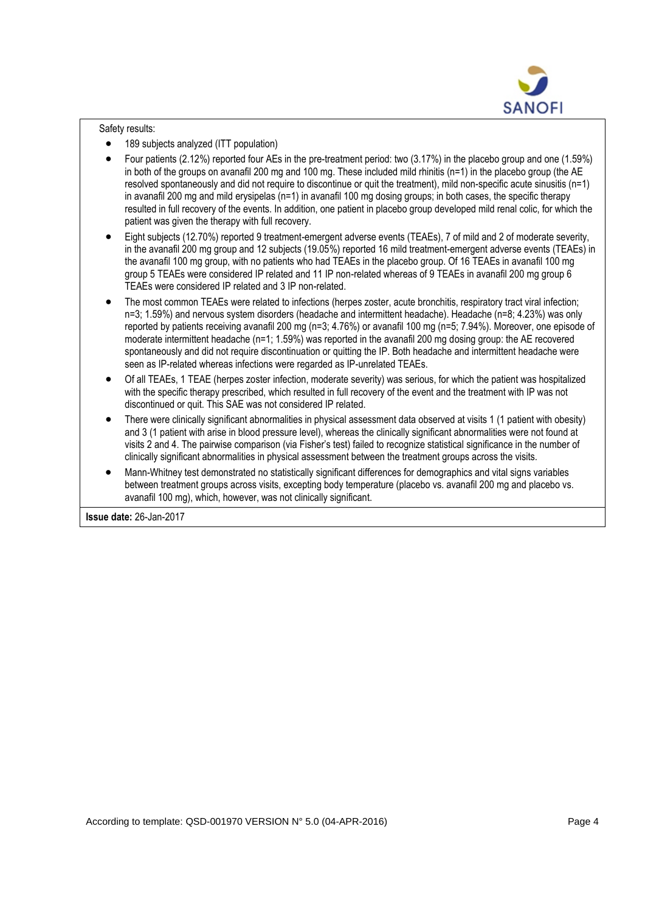Safety results:

- 189 subjects analyzed (ITT population)
- Four patients (2.12%) reported four AEs in the pre-treatment period: two (3.17%) in the placebo group and one (1.59%) in both of the groups on avanafil 200 mg and 100 mg. These included mild rhinitis (n=1) in the placebo group (the AE resolved spontaneously and did not require to discontinue or quit the treatment), mild non-specific acute sinusitis (n=1) in avanafil 200 mg and mild erysipelas (n=1) in avanafil 100 mg dosing groups; in both cases, the specific therapy resulted in full recovery of the events. In addition, one patient in placebo group developed mild renal colic, for which the patient was given the therapy with full recovery.
- Eight subjects (12.70%) reported 9 treatment-emergent adverse events (TEAEs), 7 of mild and 2 of moderate severity, in the avanafil 200 mg group and 12 subjects (19.05%) reported 16 mild treatment-emergent adverse events (TEAEs) in the avanafil 100 mg group, with no patients who had TEAEs in the placebo group. Of 16 TEAEs in avanafil 100 mg group 5 TEAEs were considered IP related and 11 IP non-related whereas of 9 TEAEs in avanafil 200 mg group 6 TEAEs were considered IP related and 3 IP non-related.
- The most common TEAEs were related to infections (herpes zoster, acute bronchitis, respiratory tract viral infection; n=3; 1.59%) and nervous system disorders (headache and intermittent headache). Headache (n=8; 4.23%) was only reported by patients receiving avanafil 200 mg (n=3; 4.76%) or avanafil 100 mg (n=5; 7.94%). Moreover, one episode of moderate intermittent headache (n=1; 1.59%) was reported in the avanafil 200 mg dosing group: the AE recovered spontaneously and did not require discontinuation or quitting the IP. Both headache and intermittent headache were seen as IP-related whereas infections were regarded as IP-unrelated TEAEs.
- Of all TEAEs, 1 TEAE (herpes zoster infection, moderate severity) was serious, for which the patient was hospitalized with the specific therapy prescribed, which resulted in full recovery of the event and the treatment with IP was not discontinued or quit. This SAE was not considered IP related.
- There were clinically significant abnormalities in physical assessment data observed at visits 1 (1 patient with obesity) and 3 (1 patient with arise in blood pressure level), whereas the clinically significant abnormalities were not found at visits 2 and 4. The pairwise comparison (via Fisher's test) failed to recognize statistical significance in the number of clinically significant abnormalities in physical assessment between the treatment groups across the visits.
- Mann-Whitney test demonstrated no statistically significant differences for demographics and vital signs variables between treatment groups across visits, excepting body temperature (placebo vs. avanafil 200 mg and placebo vs. avanafil 100 mg), which, however, was not clinically significant.

**Issue date:** 26-Jan-2017

According to template: QSD-001970 VERSION N° 5.0 (04-APR-2016)